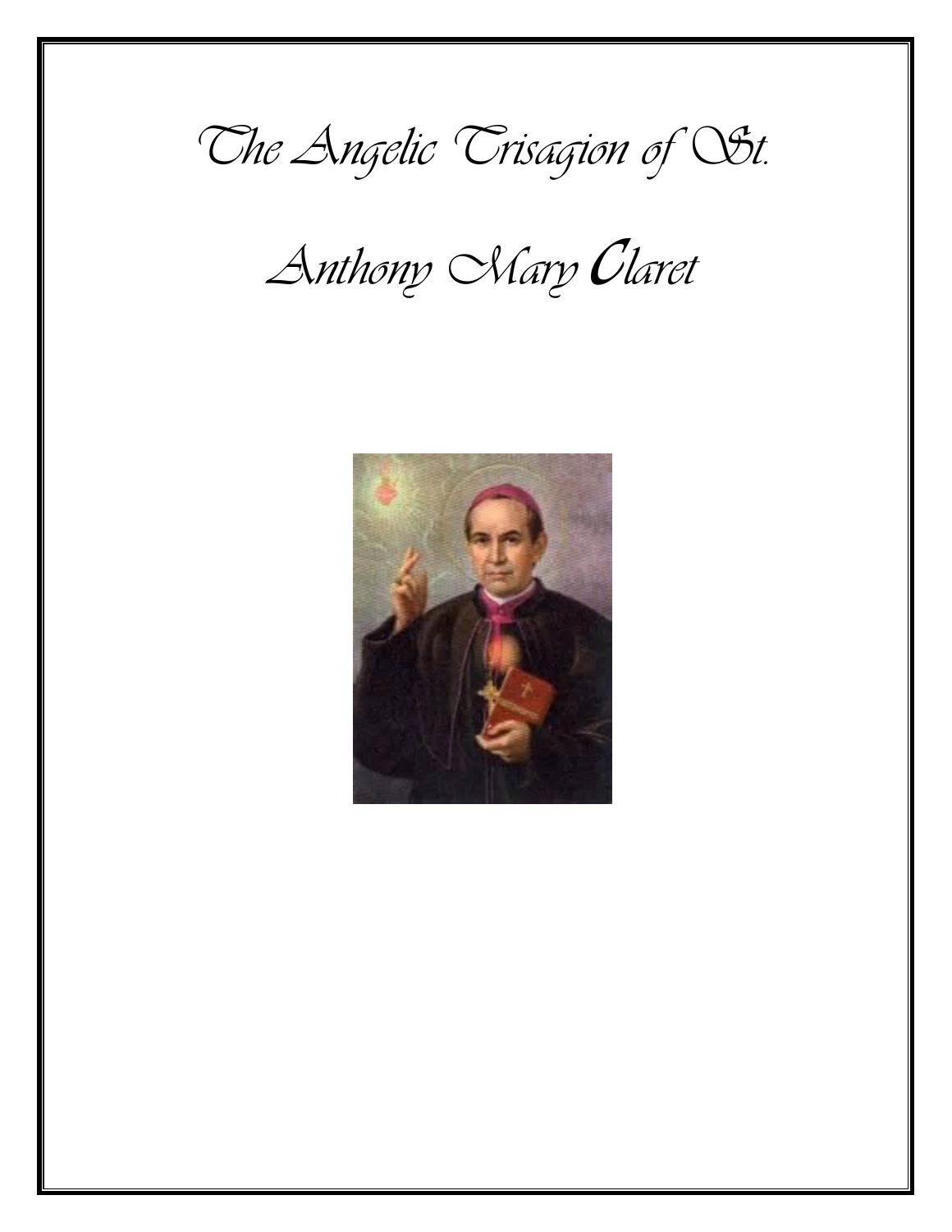# The Angelic Trisagion of St. Anthony Mary Claret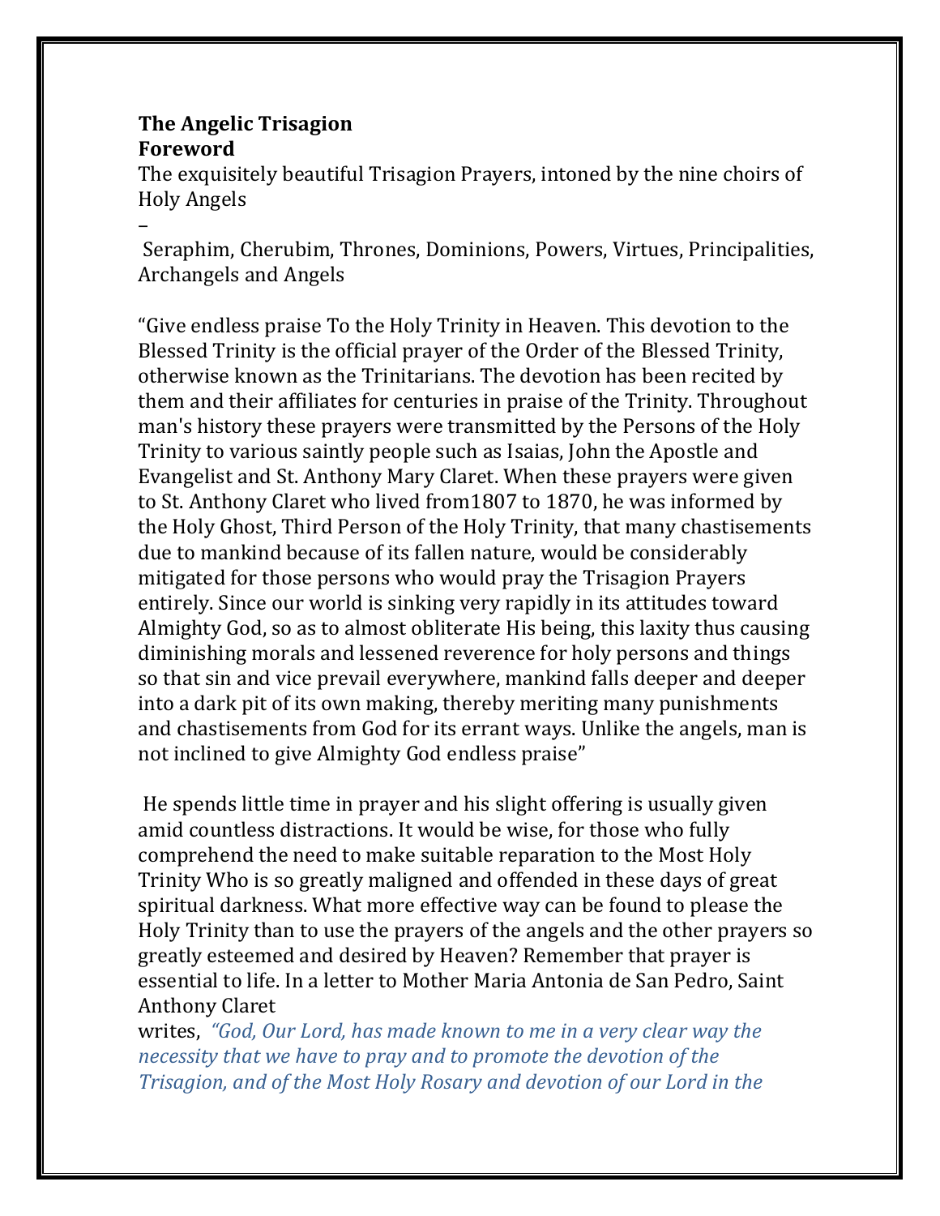**The Angelic Trisagion**
**Foreword**

The exquisitely beautiful Trisagion Prayers, intoned by the nine choirs of Holy Angels

–

Seraphim, Cherubim, Thrones, Dominions, Powers, Virtues, Principalities, Archangels and Angels

"Give endless praise To the Holy Trinity in Heaven. This devotion to the Blessed Trinity is the official prayer of the Order of the Blessed Trinity, otherwise known as the Trinitarians. The devotion has been recited by them and their affiliates for centuries in praise of the Trinity. Throughout man's history these prayers were transmitted by the Persons of the Holy Trinity to various saintly people such as Isaias, John the Apostle and Evangelist and St. Anthony Mary Claret. When these prayers were given to St. Anthony Claret who lived from1807 to 1870, he was informed by the Holy Ghost, Third Person of the Holy Trinity, that many chastisements due to mankind because of its fallen nature, would be considerably mitigated for those persons who would pray the Trisagion Prayers entirely. Since our world is sinking very rapidly in its attitudes toward Almighty God, so as to almost obliterate His being, this laxity thus causing diminishing morals and lessened reverence for holy persons and things so that sin and vice prevail everywhere, mankind falls deeper and deeper into a dark pit of its own making, thereby meriting many punishments and chastisements from God for its errant ways. Unlike the angels, man is not inclined to give Almighty God endless praise"

He spends little time in prayer and his slight offering is usually given amid countless distractions. It would be wise, for those who fully comprehend the need to make suitable reparation to the Most Holy Trinity Who is so greatly maligned and offended in these days of great spiritual darkness. What more effective way can be found to please the Holy Trinity than to use the prayers of the angels and the other prayers so greatly esteemed and desired by Heaven? Remember that prayer is essential to life. In a letter to Mother Maria Antonia de San Pedro, Saint Anthony Claret writes, *"God, Our Lord, has made known to me in a very clear way the necessity that we have to pray and to promote the devotion of the Trisagion, and of the Most Holy Rosary and devotion of our Lord in the*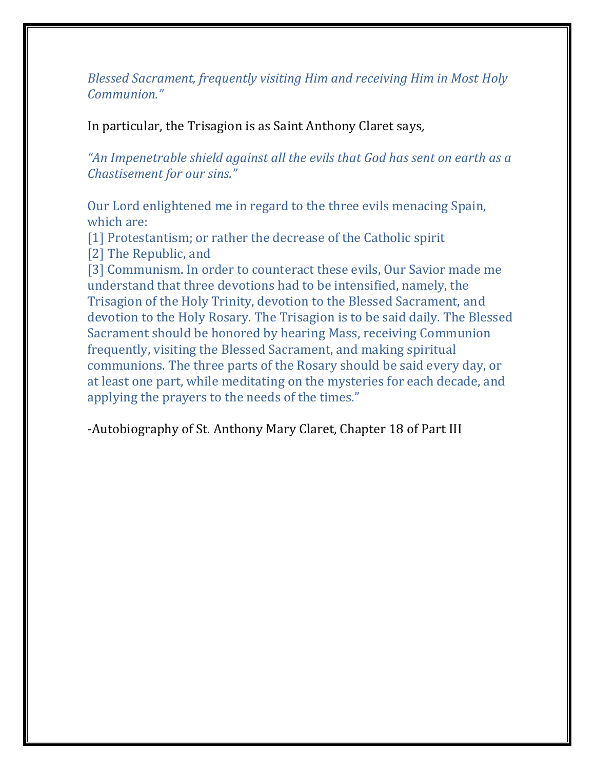*Blessed Sacrament, frequently visiting Him and receiving Him in Most Holy Communion."*

In particular, the Trisagion is as Saint Anthony Claret says,

*"An Impenetrable shield against all the evils that God has sent on earth as a Chastisement for our sins."*

Our Lord enlightened me in regard to the three evils menacing Spain, which are:
[1] Protestantism; or rather the decrease of the Catholic spirit
[2] The Republic, and
[3] Communism. In order to counteract these evils, Our Savior made me understand that three devotions had to be intensified, namely, the Trisagion of the Holy Trinity, devotion to the Blessed Sacrament, and devotion to the Holy Rosary. The Trisagion is to be said daily. The Blessed Sacrament should be honored by hearing Mass, receiving Communion frequently, visiting the Blessed Sacrament, and making spiritual communions. The three parts of the Rosary should be said every day, or at least one part, while meditating on the mysteries for each decade, and applying the prayers to the needs of the times."

-Autobiography of St. Anthony Mary Claret, Chapter 18 of Part III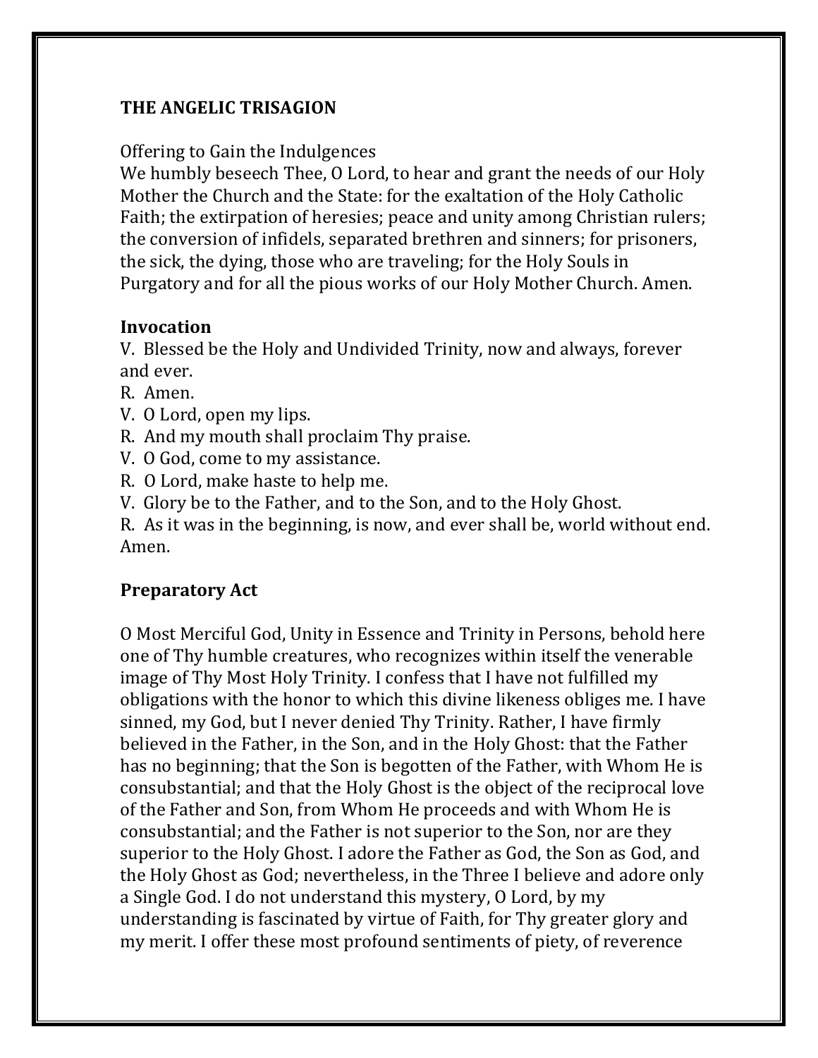**THE ANGELIC TRISAGION**

Offering to Gain the Indulgences
We humbly beseech Thee, O Lord, to hear and grant the needs of our Holy Mother the Church and the State: for the exaltation of the Holy Catholic Faith; the extirpation of heresies; peace and unity among Christian rulers; the conversion of infidels, separated brethren and sinners; for prisoners, the sick, the dying, those who are traveling; for the Holy Souls in Purgatory and for all the pious works of our Holy Mother Church. Amen.

## Invocation

V. Blessed be the Holy and Undivided Trinity, now and always, forever and ever.
R. Amen.
V. O Lord, open my lips.
R. And my mouth shall proclaim Thy praise.
V. O God, come to my assistance.
R. O Lord, make haste to help me.
V. Glory be to the Father, and to the Son, and to the Holy Ghost.
R. As it was in the beginning, is now, and ever shall be, world without end. Amen.

## Preparatory Act

O Most Merciful God, Unity in Essence and Trinity in Persons, behold here one of Thy humble creatures, who recognizes within itself the venerable image of Thy Most Holy Trinity. I confess that I have not fulfilled my obligations with the honor to which this divine likeness obliges me. I have sinned, my God, but I never denied Thy Trinity. Rather, I have firmly believed in the Father, in the Son, and in the Holy Ghost: that the Father has no beginning; that the Son is begotten of the Father, with Whom He is consubstantial; and that the Holy Ghost is the object of the reciprocal love of the Father and Son, from Whom He proceeds and with Whom He is consubstantial; and the Father is not superior to the Son, nor are they superior to the Holy Ghost. I adore the Father as God, the Son as God, and the Holy Ghost as God; nevertheless, in the Three I believe and adore only a Single God. I do not understand this mystery, O Lord, by my understanding is fascinated by virtue of Faith, for Thy greater glory and my merit. I offer these most profound sentiments of piety, of reverence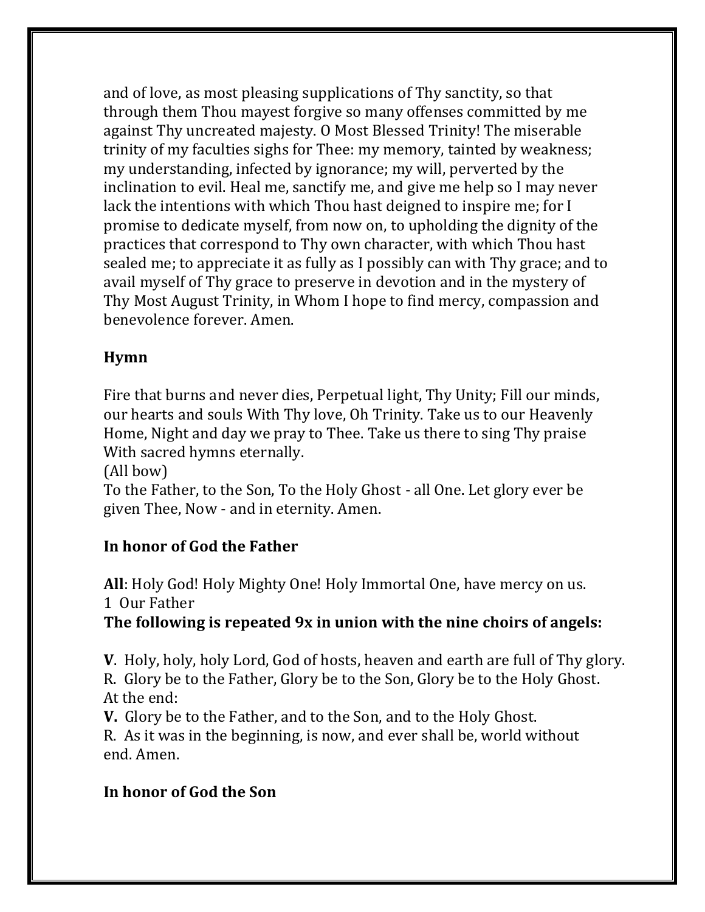and of love, as most pleasing supplications of Thy sanctity, so that through them Thou mayest forgive so many offenses committed by me against Thy uncreated majesty. O Most Blessed Trinity! The miserable trinity of my faculties sighs for Thee: my memory, tainted by weakness; my understanding, infected by ignorance; my will, perverted by the inclination to evil. Heal me, sanctify me, and give me help so I may never lack the intentions with which Thou hast deigned to inspire me; for I promise to dedicate myself, from now on, to upholding the dignity of the practices that correspond to Thy own character, with which Thou hast sealed me; to appreciate it as fully as I possibly can with Thy grace; and to avail myself of Thy grace to preserve in devotion and in the mystery of Thy Most August Trinity, in Whom I hope to find mercy, compassion and benevolence forever. Amen.

**Hymn**

Fire that burns and never dies, Perpetual light, Thy Unity; Fill our minds, our hearts and souls With Thy love, Oh Trinity. Take us to our Heavenly Home, Night and day we pray to Thee. Take us there to sing Thy praise With sacred hymns eternally.
(All bow)
To the Father, to the Son, To the Holy Ghost - all One. Let glory ever be given Thee, Now - and in eternity. Amen.

**In honor of God the Father**

**All**: Holy God! Holy Mighty One! Holy Immortal One, have mercy on us.
1 Our Father
**The following is repeated 9x in union with the nine choirs of angels:**

**V**. Holy, holy, holy Lord, God of hosts, heaven and earth are full of Thy glory.
R. Glory be to the Father, Glory be to the Son, Glory be to the Holy Ghost.
At the end:
**V.** Glory be to the Father, and to the Son, and to the Holy Ghost.
R. As it was in the beginning, is now, and ever shall be, world without end. Amen.

**In honor of God the Son**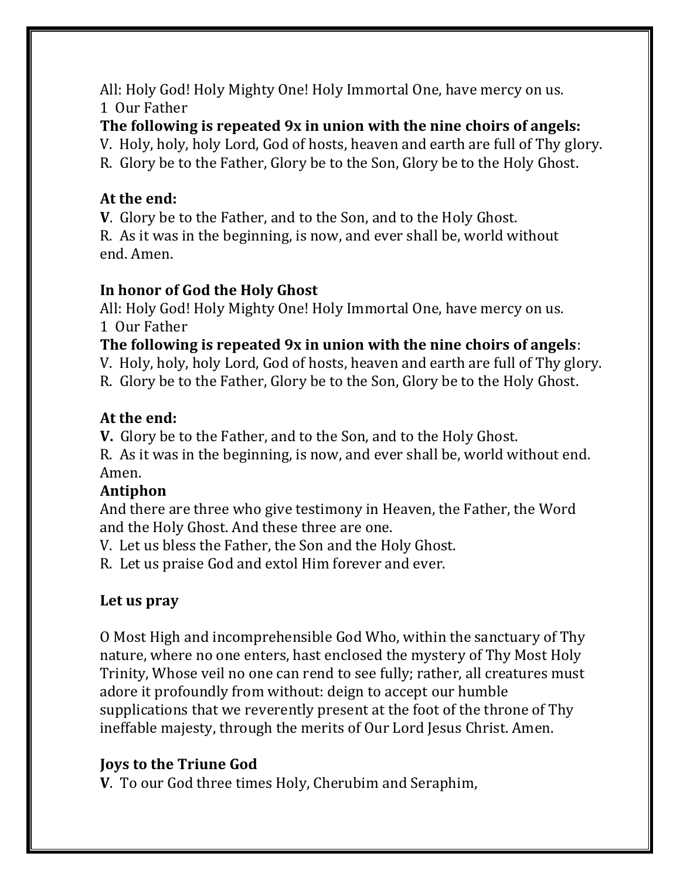All: Holy God! Holy Mighty One! Holy Immortal One, have mercy on us.
1 Our Father

**The following is repeated 9x in union with the nine choirs of angels:**

V. Holy, holy, holy Lord, God of hosts, heaven and earth are full of Thy glory.
R. Glory be to the Father, Glory be to the Son, Glory be to the Holy Ghost.

**At the end:**

**V**. Glory be to the Father, and to the Son, and to the Holy Ghost.
R. As it was in the beginning, is now, and ever shall be, world without end. Amen.

**In honor of God the Holy Ghost**

All: Holy God! Holy Mighty One! Holy Immortal One, have mercy on us.
1 Our Father

**The following is repeated 9x in union with the nine choirs of angels**:

V. Holy, holy, holy Lord, God of hosts, heaven and earth are full of Thy glory.
R. Glory be to the Father, Glory be to the Son, Glory be to the Holy Ghost.

**At the end:**

**V.** Glory be to the Father, and to the Son, and to the Holy Ghost.
R. As it was in the beginning, is now, and ever shall be, world without end. Amen.

**Antiphon**

And there are three who give testimony in Heaven, the Father, the Word and the Holy Ghost. And these three are one.
V. Let us bless the Father, the Son and the Holy Ghost.
R. Let us praise God and extol Him forever and ever.

**Let us pray**

O Most High and incomprehensible God Who, within the sanctuary of Thy nature, where no one enters, hast enclosed the mystery of Thy Most Holy Trinity, Whose veil no one can rend to see fully; rather, all creatures must adore it profoundly from without: deign to accept our humble supplications that we reverently present at the foot of the throne of Thy ineffable majesty, through the merits of Our Lord Jesus Christ. Amen.

**Joys to the Triune God**

**V**. To our God three times Holy, Cherubim and Seraphim,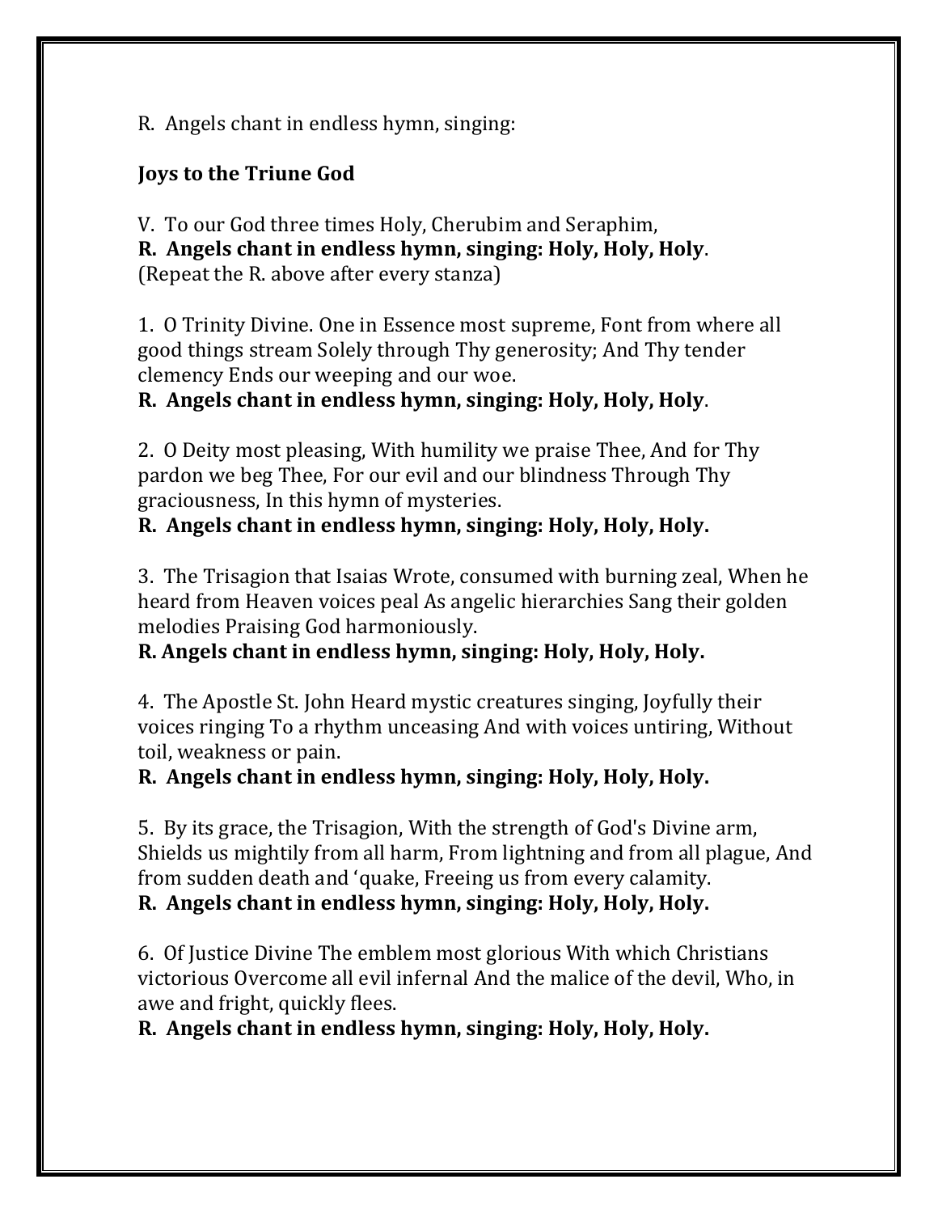R. Angels chant in endless hymn, singing:

**Joys to the Triune God**

V. To our God three times Holy, Cherubim and Seraphim,
**R. Angels chant in endless hymn, singing: Holy, Holy, Holy**.
(Repeat the R. above after every stanza)

1. O Trinity Divine. One in Essence most supreme, Font from where all good things stream Solely through Thy generosity; And Thy tender clemency Ends our weeping and our woe.
**R. Angels chant in endless hymn, singing: Holy, Holy, Holy**.

2. O Deity most pleasing, With humility we praise Thee, And for Thy pardon we beg Thee, For our evil and our blindness Through Thy graciousness, In this hymn of mysteries.
**R. Angels chant in endless hymn, singing: Holy, Holy, Holy.**

3. The Trisagion that Isaias Wrote, consumed with burning zeal, When he heard from Heaven voices peal As angelic hierarchies Sang their golden melodies Praising God harmoniously.
**R. Angels chant in endless hymn, singing: Holy, Holy, Holy.**

4. The Apostle St. John Heard mystic creatures singing, Joyfully their voices ringing To a rhythm unceasing And with voices untiring, Without toil, weakness or pain.
**R. Angels chant in endless hymn, singing: Holy, Holy, Holy.**

5. By its grace, the Trisagion, With the strength of God's Divine arm, Shields us mightily from all harm, From lightning and from all plague, And from sudden death and 'quake, Freeing us from every calamity.
**R. Angels chant in endless hymn, singing: Holy, Holy, Holy.**

6. Of Justice Divine The emblem most glorious With which Christians victorious Overcome all evil infernal And the malice of the devil, Who, in awe and fright, quickly flees.
**R. Angels chant in endless hymn, singing: Holy, Holy, Holy.**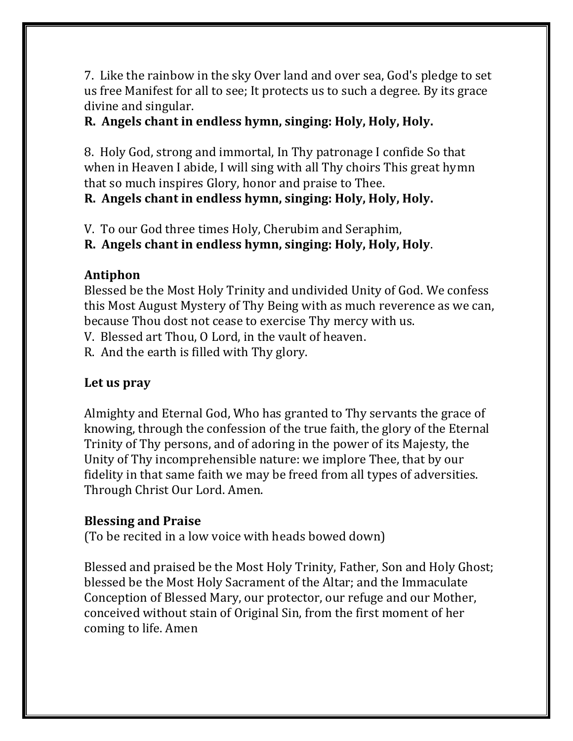7. Like the rainbow in the sky Over land and over sea, God's pledge to set us free Manifest for all to see; It protects us to such a degree. By its grace divine and singular.

**R. Angels chant in endless hymn, singing: Holy, Holy, Holy.**

8. Holy God, strong and immortal, In Thy patronage I confide So that when in Heaven I abide, I will sing with all Thy choirs This great hymn that so much inspires Glory, honor and praise to Thee.

**R. Angels chant in endless hymn, singing: Holy, Holy, Holy.**

V. To our God three times Holy, Cherubim and Seraphim,

**R. Angels chant in endless hymn, singing: Holy, Holy, Holy**.

**Antiphon**

Blessed be the Most Holy Trinity and undivided Unity of God. We confess this Most August Mystery of Thy Being with as much reverence as we can, because Thou dost not cease to exercise Thy mercy with us.

V. Blessed art Thou, O Lord, in the vault of heaven.

R. And the earth is filled with Thy glory.

**Let us pray**

Almighty and Eternal God, Who has granted to Thy servants the grace of knowing, through the confession of the true faith, the glory of the Eternal Trinity of Thy persons, and of adoring in the power of its Majesty, the Unity of Thy incomprehensible nature: we implore Thee, that by our fidelity in that same faith we may be freed from all types of adversities. Through Christ Our Lord. Amen.

**Blessing and Praise**

(To be recited in a low voice with heads bowed down)

Blessed and praised be the Most Holy Trinity, Father, Son and Holy Ghost; blessed be the Most Holy Sacrament of the Altar; and the Immaculate Conception of Blessed Mary, our protector, our refuge and our Mother, conceived without stain of Original Sin, from the first moment of her coming to life. Amen